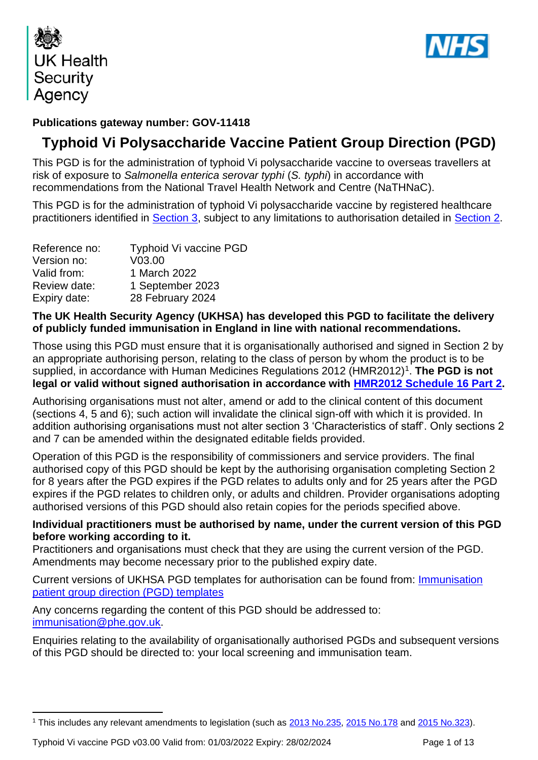UK Health Security Agency

**Publications gateway number: GOV-11418**

# Typhoid Vi Polysaccharide Vaccine Patient Group Direction (PGD)

This PGD is for the administration of typhoid Vi polysaccharide vaccine to overseas travellers at risk of exposure to *Salmonella enterica serovar typhi* (*S. typhi*) in accordance with recommendations from the National Travel Health Network and Centre (NaTHNaC).

This PGD is for the administration of typhoid Vi polysaccharide vaccine by registered healthcare practitioners identified in Section 3, subject to any limitations to authorisation detailed in Section 2.

| | |
|---|---|
| Reference no: | Typhoid Vi vaccine PGD |
| Version no: | V03.00 |
| Valid from: | 1 March 2022 |
| Review date: | 1 September 2023 |
| Expiry date: | 28 February 2024 |

**The UK Health Security Agency (UKHSA) has developed this PGD to facilitate the delivery of publicly funded immunisation in England in line with national recommendations.**

Those using this PGD must ensure that it is organisationally authorised and signed in Section 2 by an appropriate authorising person, relating to the class of person by whom the product is to be supplied, in accordance with Human Medicines Regulations 2012 (HMR2012)[1]. **The PGD is not legal or valid without signed authorisation in accordance with HMR2012 Schedule 16 Part 2.**

Authorising organisations must not alter, amend or add to the clinical content of this document (sections 4, 5 and 6); such action will invalidate the clinical sign-off with which it is provided. In addition authorising organisations must not alter section 3 'Characteristics of staff'. Only sections 2 and 7 can be amended within the designated editable fields provided.

Operation of this PGD is the responsibility of commissioners and service providers. The final authorised copy of this PGD should be kept by the authorising organisation completing Section 2 for 8 years after the PGD expires if the PGD relates to adults only and for 25 years after the PGD expires if the PGD relates to children only, or adults and children. Provider organisations adopting authorised versions of this PGD should also retain copies for the periods specified above.

**Individual practitioners must be authorised by name, under the current version of this PGD before working according to it.**
Practitioners and organisations must check that they are using the current version of the PGD. Amendments may become necessary prior to the published expiry date.

Current versions of UKHSA PGD templates for authorisation can be found from: Immunisation patient group direction (PGD) templates

Any concerns regarding the content of this PGD should be addressed to: immunisation@phe.gov.uk.

Enquiries relating to the availability of organisationally authorised PGDs and subsequent versions of this PGD should be directed to: your local screening and immunisation team.

---

[1] This includes any relevant amendments to legislation (such as 2013 No.235, 2015 No.178 and 2015 No.323).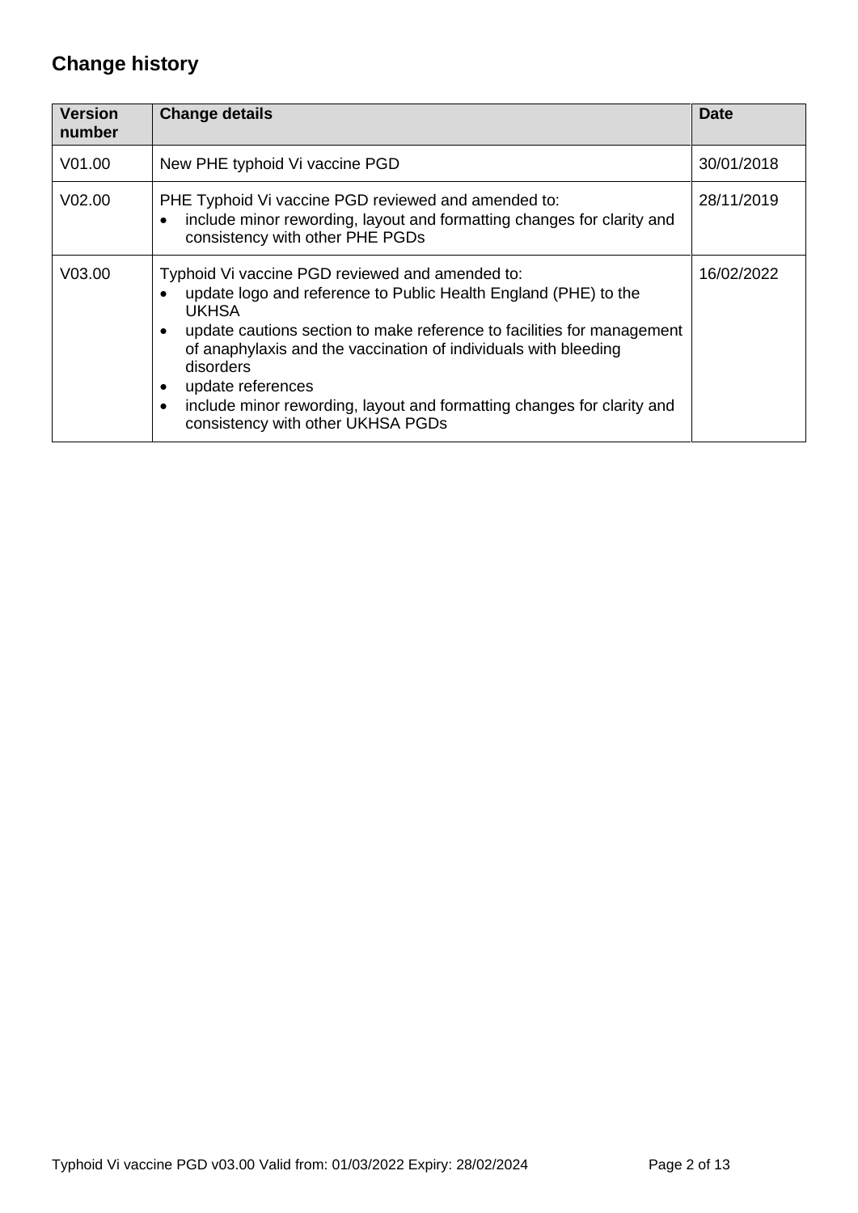## Change history

| Version number | Change details | Date |
|---|---|---|
| V01.00 | New PHE typhoid Vi vaccine PGD | 30/01/2018 |
| V02.00 | PHE Typhoid Vi vaccine PGD reviewed and amended to:<br>• include minor rewording, layout and formatting changes for clarity and consistency with other PHE PGDs | 28/11/2019 |
| V03.00 | Typhoid Vi vaccine PGD reviewed and amended to:<br>• update logo and reference to Public Health England (PHE) to the UKHSA<br>• update cautions section to make reference to facilities for management of anaphylaxis and the vaccination of individuals with bleeding disorders<br>• update references<br>• include minor rewording, layout and formatting changes for clarity and consistency with other UKHSA PGDs | 16/02/2022 |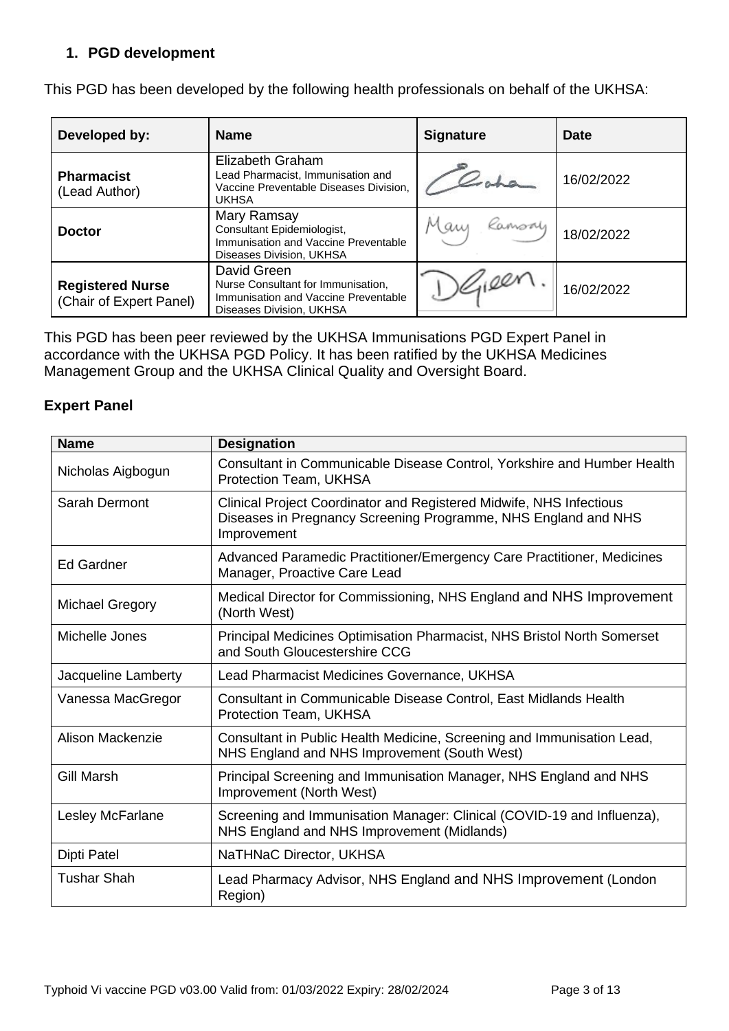## 1. PGD development

This PGD has been developed by the following health professionals on behalf of the UKHSA:

| Developed by: | Name | Signature | Date |
| --- | --- | --- | --- |
| **Pharmacist** (Lead Author) | Elizabeth Graham<br>Lead Pharmacist, Immunisation and Vaccine Preventable Diseases Division, UKHSA | | 16/02/2022 |
| **Doctor** | Mary Ramsay<br>Consultant Epidemiologist, Immunisation and Vaccine Preventable Diseases Division, UKHSA | | 18/02/2022 |
| **Registered Nurse** (Chair of Expert Panel) | David Green<br>Nurse Consultant for Immunisation, Immunisation and Vaccine Preventable Diseases Division, UKHSA | | 16/02/2022 |

This PGD has been peer reviewed by the UKHSA Immunisations PGD Expert Panel in accordance with the UKHSA PGD Policy. It has been ratified by the UKHSA Medicines Management Group and the UKHSA Clinical Quality and Oversight Board.

### Expert Panel

| Name | Designation |
| --- | --- |
| Nicholas Aigbogun | Consultant in Communicable Disease Control, Yorkshire and Humber Health Protection Team, UKHSA |
| Sarah Dermont | Clinical Project Coordinator and Registered Midwife, NHS Infectious Diseases in Pregnancy Screening Programme, NHS England and NHS Improvement |
| Ed Gardner | Advanced Paramedic Practitioner/Emergency Care Practitioner, Medicines Manager, Proactive Care Lead |
| Michael Gregory | Medical Director for Commissioning, NHS England and NHS Improvement (North West) |
| Michelle Jones | Principal Medicines Optimisation Pharmacist, NHS Bristol North Somerset and South Gloucestershire CCG |
| Jacqueline Lamberty | Lead Pharmacist Medicines Governance, UKHSA |
| Vanessa MacGregor | Consultant in Communicable Disease Control, East Midlands Health Protection Team, UKHSA |
| Alison Mackenzie | Consultant in Public Health Medicine, Screening and Immunisation Lead, NHS England and NHS Improvement (South West) |
| Gill Marsh | Principal Screening and Immunisation Manager, NHS England and NHS Improvement (North West) |
| Lesley McFarlane | Screening and Immunisation Manager: Clinical (COVID-19 and Influenza), NHS England and NHS Improvement (Midlands) |
| Dipti Patel | NaTHNaC Director, UKHSA |
| Tushar Shah | Lead Pharmacy Advisor, NHS England and NHS Improvement (London Region) |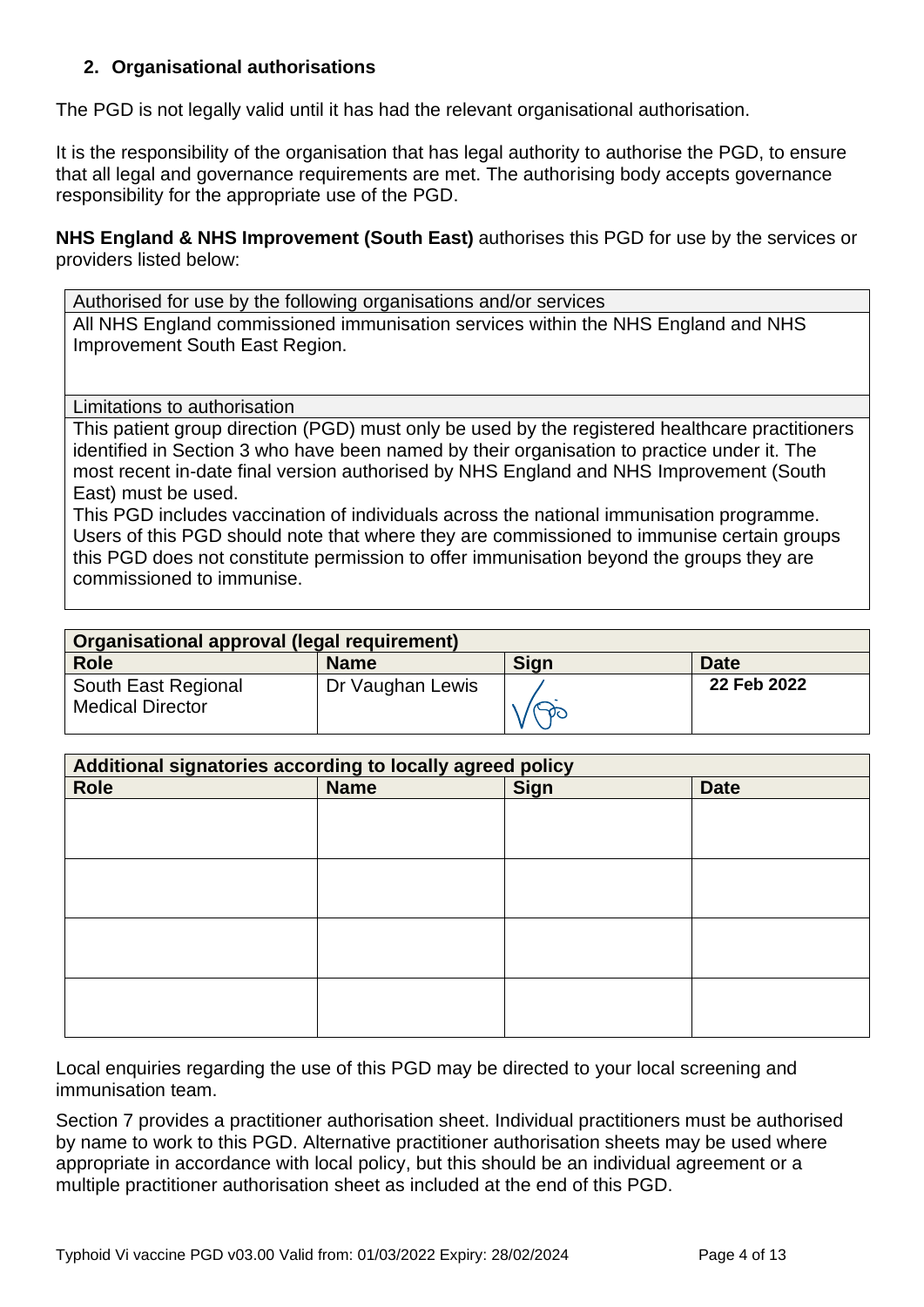## 2. Organisational authorisations

The PGD is not legally valid until it has had the relevant organisational authorisation.

It is the responsibility of the organisation that has legal authority to authorise the PGD, to ensure that all legal and governance requirements are met. The authorising body accepts governance responsibility for the appropriate use of the PGD.

**NHS England & NHS Improvement (South East)** authorises this PGD for use by the services or providers listed below:

| Authorised for use by the following organisations and/or services |
|---|
| All NHS England commissioned immunisation services within the NHS England and NHS Improvement South East Region. |
| Limitations to authorisation |
| This patient group direction (PGD) must only be used by the registered healthcare practitioners identified in Section 3 who have been named by their organisation to practice under it. The most recent in-date final version authorised by NHS England and NHS Improvement (South East) must be used.<br>This PGD includes vaccination of individuals across the national immunisation programme. Users of this PGD should note that where they are commissioned to immunise certain groups this PGD does not constitute permission to offer immunisation beyond the groups they are commissioned to immunise. |

| **Organisational approval (legal requirement)** | | | |
|---|---|---|---|
| **Role** | **Name** | **Sign** | **Date** |
| South East Regional Medical Director | Dr Vaughan Lewis | [signature] | **22 Feb 2022** |

| **Additional signatories according to locally agreed policy** | | | |
|---|---|---|---|
| **Role** | **Name** | **Sign** | **Date** |
| | | | |
| | | | |
| | | | |
| | | | |

Local enquiries regarding the use of this PGD may be directed to your local screening and immunisation team.

Section 7 provides a practitioner authorisation sheet. Individual practitioners must be authorised by name to work to this PGD. Alternative practitioner authorisation sheets may be used where appropriate in accordance with local policy, but this should be an individual agreement or a multiple practitioner authorisation sheet as included at the end of this PGD.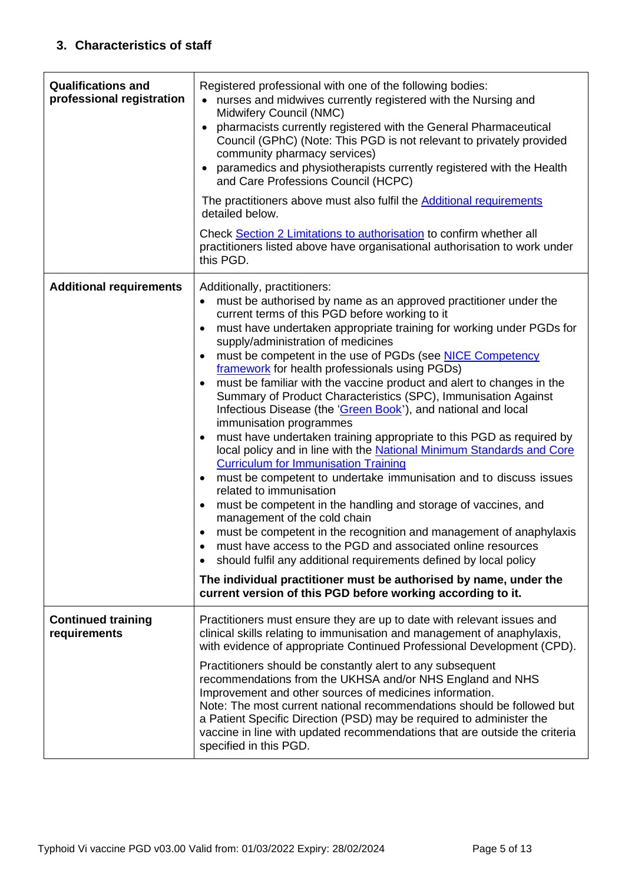## 3. Characteristics of staff

| | |
|---|---|
| **Qualifications and professional registration** | Registered professional with one of the following bodies:<br>• nurses and midwives currently registered with the Nursing and Midwifery Council (NMC)<br>• pharmacists currently registered with the General Pharmaceutical Council (GPhC) (Note: This PGD is not relevant to privately provided community pharmacy services)<br>• paramedics and physiotherapists currently registered with the Health and Care Professions Council (HCPC)<br><br>The practitioners above must also fulfil the Additional requirements detailed below.<br><br>Check Section 2 Limitations to authorisation to confirm whether all practitioners listed above have organisational authorisation to work under this PGD. |
| **Additional requirements** | Additionally, practitioners:<br>• must be authorised by name as an approved practitioner under the current terms of this PGD before working to it<br>• must have undertaken appropriate training for working under PGDs for supply/administration of medicines<br>• must be competent in the use of PGDs (see NICE Competency framework for health professionals using PGDs)<br>• must be familiar with the vaccine product and alert to changes in the Summary of Product Characteristics (SPC), Immunisation Against Infectious Disease (the 'Green Book'), and national and local immunisation programmes<br>• must have undertaken training appropriate to this PGD as required by local policy and in line with the National Minimum Standards and Core Curriculum for Immunisation Training<br>• must be competent to undertake immunisation and to discuss issues related to immunisation<br>• must be competent in the handling and storage of vaccines, and management of the cold chain<br>• must be competent in the recognition and management of anaphylaxis<br>• must have access to the PGD and associated online resources<br>• should fulfil any additional requirements defined by local policy<br><br>**The individual practitioner must be authorised by name, under the current version of this PGD before working according to it.** |
| **Continued training requirements** | Practitioners must ensure they are up to date with relevant issues and clinical skills relating to immunisation and management of anaphylaxis, with evidence of appropriate Continued Professional Development (CPD).<br><br>Practitioners should be constantly alert to any subsequent recommendations from the UKHSA and/or NHS England and NHS Improvement and other sources of medicines information.<br>Note: The most current national recommendations should be followed but a Patient Specific Direction (PSD) may be required to administer the vaccine in line with updated recommendations that are outside the criteria specified in this PGD. |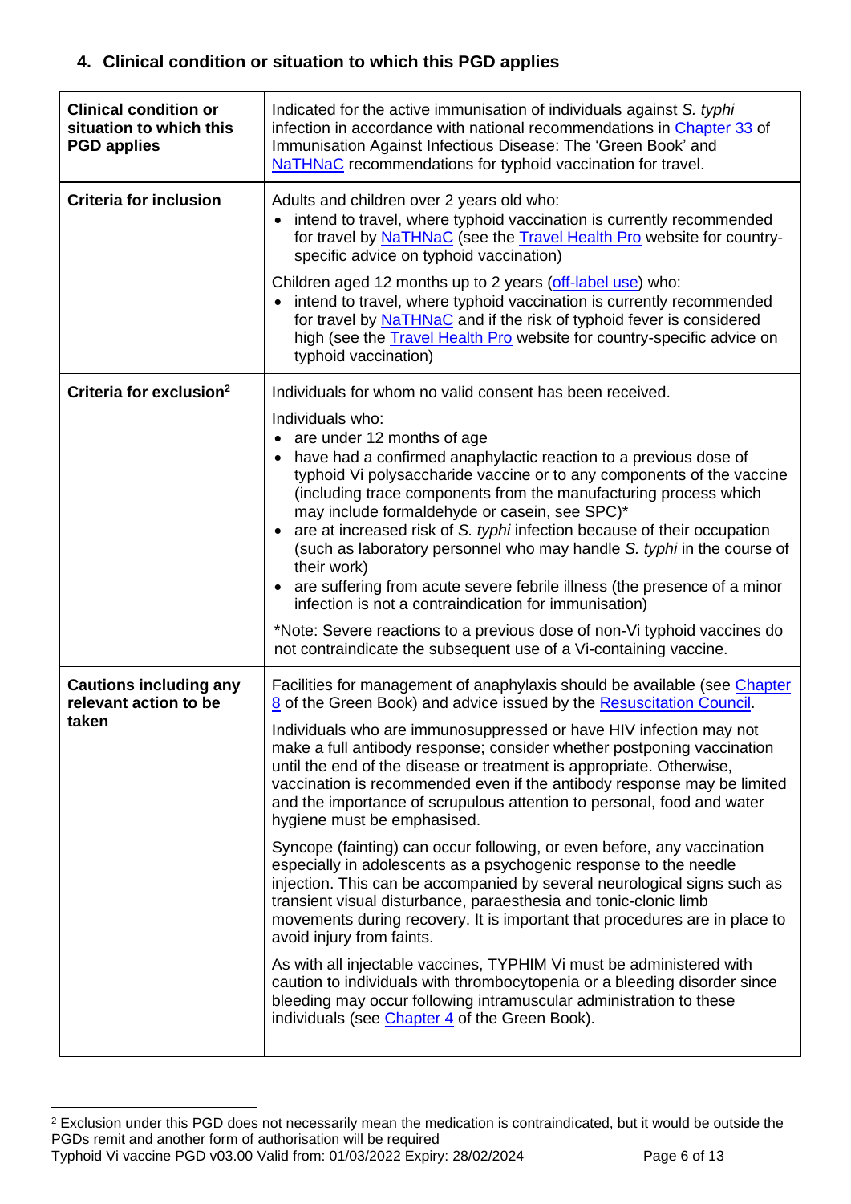## 4. Clinical condition or situation to which this PGD applies

| | |
|---|---|
| **Clinical condition or situation to which this PGD applies** | Indicated for the active immunisation of individuals against *S. typhi* infection in accordance with national recommendations in Chapter 33 of Immunisation Against Infectious Disease: The 'Green Book' and NaTHNaC recommendations for typhoid vaccination for travel. |
| **Criteria for inclusion** | Adults and children over 2 years old who:<br>• intend to travel, where typhoid vaccination is currently recommended for travel by NaTHNaC (see the Travel Health Pro website for country-specific advice on typhoid vaccination)<br><br>Children aged 12 months up to 2 years (off-label use) who:<br>• intend to travel, where typhoid vaccination is currently recommended for travel by NaTHNaC and if the risk of typhoid fever is considered high (see the Travel Health Pro website for country-specific advice on typhoid vaccination) |
| **Criteria for exclusion**[2] | Individuals for whom no valid consent has been received.<br><br>Individuals who:<br>• are under 12 months of age<br>• have had a confirmed anaphylactic reaction to a previous dose of typhoid Vi polysaccharide vaccine or to any components of the vaccine (including trace components from the manufacturing process which may include formaldehyde or casein, see SPC)*<br>• are at increased risk of *S. typhi* infection because of their occupation (such as laboratory personnel who may handle *S. typhi* in the course of their work)<br>• are suffering from acute severe febrile illness (the presence of a minor infection is not a contraindication for immunisation)<br><br>*Note: Severe reactions to a previous dose of non-Vi typhoid vaccines do not contraindicate the subsequent use of a Vi-containing vaccine. |
| **Cautions including any relevant action to be taken** | Facilities for management of anaphylaxis should be available (see Chapter 8 of the Green Book) and advice issued by the Resuscitation Council.<br><br>Individuals who are immunosuppressed or have HIV infection may not make a full antibody response; consider whether postponing vaccination until the end of the disease or treatment is appropriate. Otherwise, vaccination is recommended even if the antibody response may be limited and the importance of scrupulous attention to personal, food and water hygiene must be emphasised.<br><br>Syncope (fainting) can occur following, or even before, any vaccination especially in adolescents as a psychogenic response to the needle injection. This can be accompanied by several neurological signs such as transient visual disturbance, paraesthesia and tonic-clonic limb movements during recovery. It is important that procedures are in place to avoid injury from faints.<br><br>As with all injectable vaccines, TYPHIM Vi must be administered with caution to individuals with thrombocytopenia or a bleeding disorder since bleeding may occur following intramuscular administration to these individuals (see Chapter 4 of the Green Book). |

[2] Exclusion under this PGD does not necessarily mean the medication is contraindicated, but it would be outside the PGDs remit and another form of authorisation will be required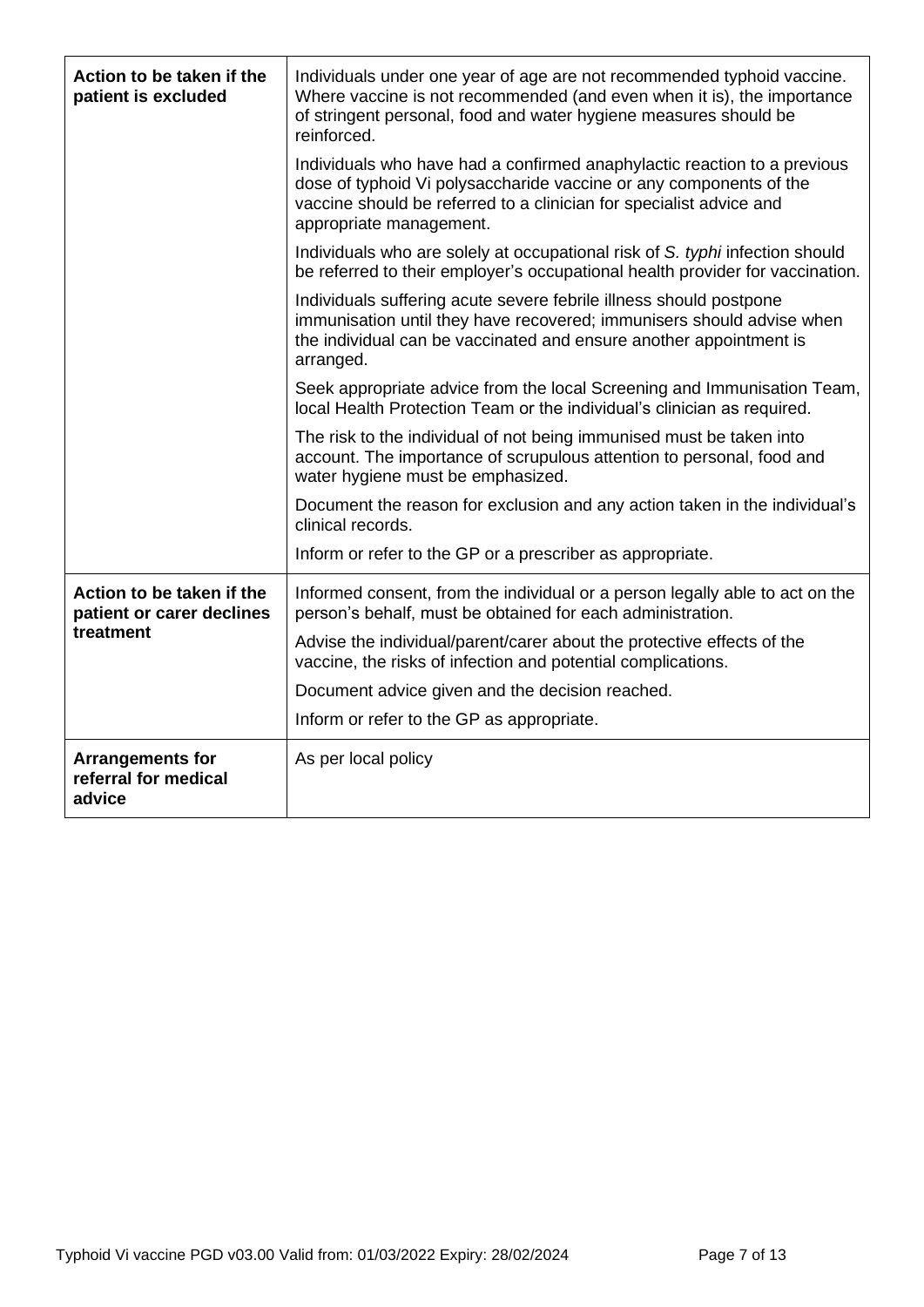| | |
|---|---|
| **Action to be taken if the patient is excluded** | Individuals under one year of age are not recommended typhoid vaccine. Where vaccine is not recommended (and even when it is), the importance of stringent personal, food and water hygiene measures should be reinforced.<br><br>Individuals who have had a confirmed anaphylactic reaction to a previous dose of typhoid Vi polysaccharide vaccine or any components of the vaccine should be referred to a clinician for specialist advice and appropriate management.<br><br>Individuals who are solely at occupational risk of *S. typhi* infection should be referred to their employer's occupational health provider for vaccination.<br><br>Individuals suffering acute severe febrile illness should postpone immunisation until they have recovered; immunisers should advise when the individual can be vaccinated and ensure another appointment is arranged.<br><br>Seek appropriate advice from the local Screening and Immunisation Team, local Health Protection Team or the individual's clinician as required.<br><br>The risk to the individual of not being immunised must be taken into account. The importance of scrupulous attention to personal, food and water hygiene must be emphasized.<br><br>Document the reason for exclusion and any action taken in the individual's clinical records.<br><br>Inform or refer to the GP or a prescriber as appropriate. |
| **Action to be taken if the patient or carer declines treatment** | Informed consent, from the individual or a person legally able to act on the person's behalf, must be obtained for each administration.<br><br>Advise the individual/parent/carer about the protective effects of the vaccine, the risks of infection and potential complications.<br><br>Document advice given and the decision reached.<br><br>Inform or refer to the GP as appropriate. |
| **Arrangements for referral for medical advice** | As per local policy |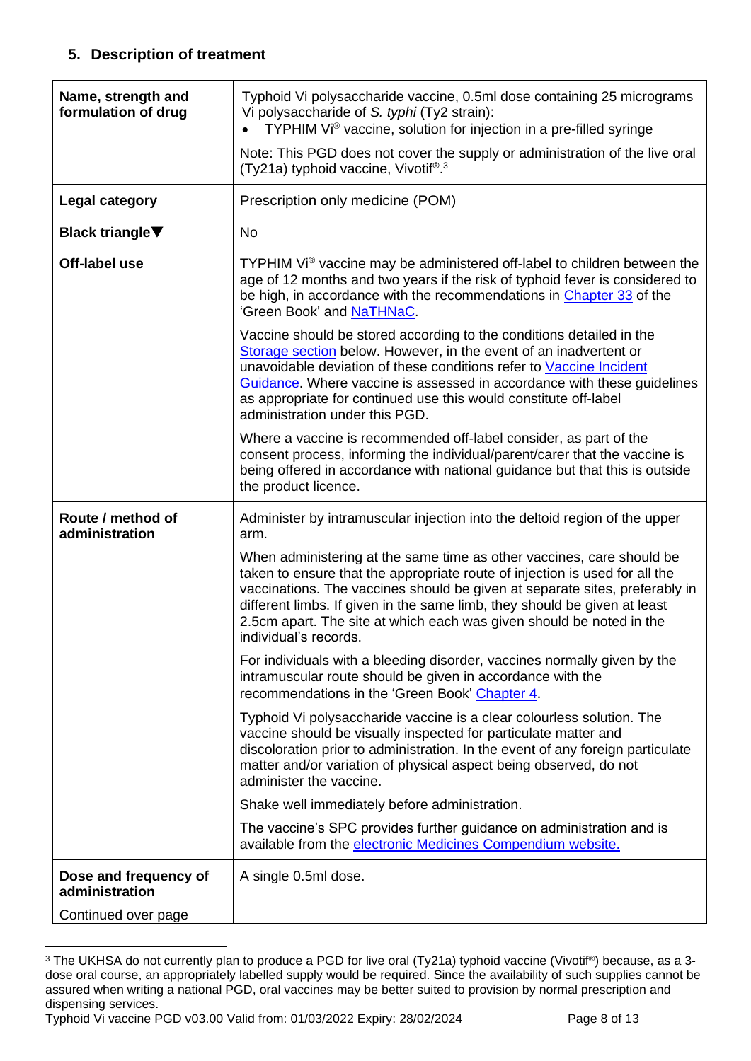## 5. Description of treatment

| | |
|---|---|
| **Name, strength and formulation of drug** | Typhoid Vi polysaccharide vaccine, 0.5ml dose containing 25 micrograms Vi polysaccharide of *S. typhi* (Ty2 strain):<br>• TYPHIM Vi® vaccine, solution for injection in a pre-filled syringe<br><br>Note: This PGD does not cover the supply or administration of the live oral (Ty21a) typhoid vaccine, Vivotif®.[3] |
| **Legal category** | Prescription only medicine (POM) |
| **Black triangle▼** | No |
| **Off-label use** | TYPHIM Vi® vaccine may be administered off-label to children between the age of 12 months and two years if the risk of typhoid fever is considered to be high, in accordance with the recommendations in Chapter 33 of the 'Green Book' and NaTHNaC.<br><br>Vaccine should be stored according to the conditions detailed in the Storage section below. However, in the event of an inadvertent or unavoidable deviation of these conditions refer to Vaccine Incident Guidance. Where vaccine is assessed in accordance with these guidelines as appropriate for continued use this would constitute off-label administration under this PGD.<br><br>Where a vaccine is recommended off-label consider, as part of the consent process, informing the individual/parent/carer that the vaccine is being offered in accordance with national guidance but that this is outside the product licence. |
| **Route / method of administration** | Administer by intramuscular injection into the deltoid region of the upper arm.<br><br>When administering at the same time as other vaccines, care should be taken to ensure that the appropriate route of injection is used for all the vaccinations. The vaccines should be given at separate sites, preferably in different limbs. If given in the same limb, they should be given at least 2.5cm apart. The site at which each was given should be noted in the individual's records.<br><br>For individuals with a bleeding disorder, vaccines normally given by the intramuscular route should be given in accordance with the recommendations in the 'Green Book' Chapter 4.<br><br>Typhoid Vi polysaccharide vaccine is a clear colourless solution. The vaccine should be visually inspected for particulate matter and discoloration prior to administration. In the event of any foreign particulate matter and/or variation of physical aspect being observed, do not administer the vaccine.<br><br>Shake well immediately before administration.<br><br>The vaccine's SPC provides further guidance on administration and is available from the electronic Medicines Compendium website. |
| **Dose and frequency of administration**<br><br>Continued over page | A single 0.5ml dose. |

[3] The UKHSA do not currently plan to produce a PGD for live oral (Ty21a) typhoid vaccine (Vivotif®) because, as a 3-dose oral course, an appropriately labelled supply would be required. Since the availability of such supplies cannot be assured when writing a national PGD, oral vaccines may be better suited to provision by normal prescription and dispensing services.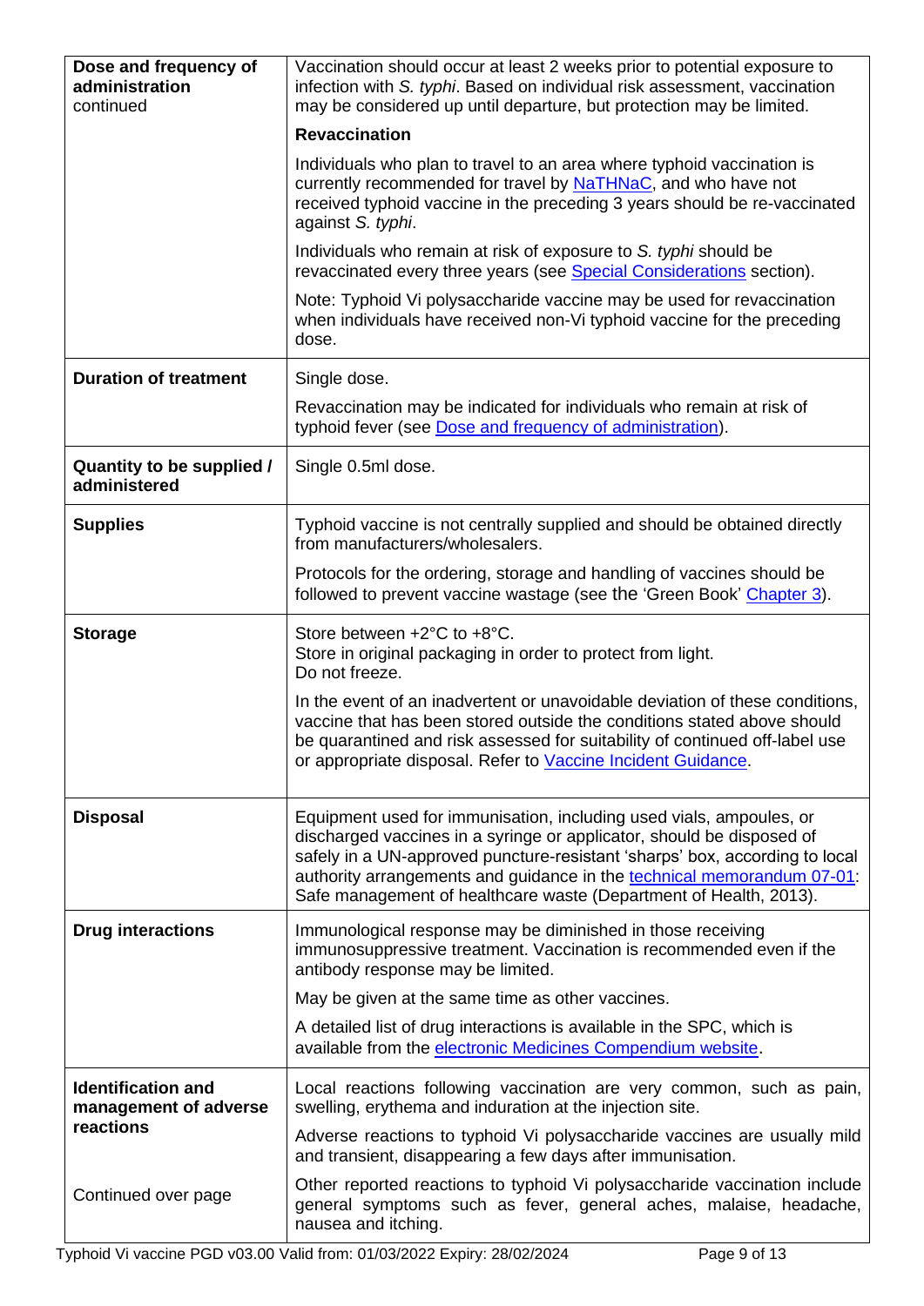| | |
|---|---|
| **Dose and frequency of administration** continued | Vaccination should occur at least 2 weeks prior to potential exposure to infection with *S. typhi*. Based on individual risk assessment, vaccination may be considered up until departure, but protection may be limited.<br><br>**Revaccination**<br><br>Individuals who plan to travel to an area where typhoid vaccination is currently recommended for travel by NaTHNaC, and who have not received typhoid vaccine in the preceding 3 years should be re-vaccinated against *S. typhi*.<br><br>Individuals who remain at risk of exposure to *S. typhi* should be revaccinated every three years (see Special Considerations section).<br><br>Note: Typhoid Vi polysaccharide vaccine may be used for revaccination when individuals have received non-Vi typhoid vaccine for the preceding dose. |
| **Duration of treatment** | Single dose.<br><br>Revaccination may be indicated for individuals who remain at risk of typhoid fever (see Dose and frequency of administration). |
| **Quantity to be supplied / administered** | Single 0.5ml dose. |
| **Supplies** | Typhoid vaccine is not centrally supplied and should be obtained directly from manufacturers/wholesalers.<br><br>Protocols for the ordering, storage and handling of vaccines should be followed to prevent vaccine wastage (see the 'Green Book' Chapter 3). |
| **Storage** | Store between +2°C to +8°C.<br>Store in original packaging in order to protect from light.<br>Do not freeze.<br><br>In the event of an inadvertent or unavoidable deviation of these conditions, vaccine that has been stored outside the conditions stated above should be quarantined and risk assessed for suitability of continued off-label use or appropriate disposal. Refer to Vaccine Incident Guidance. |
| **Disposal** | Equipment used for immunisation, including used vials, ampoules, or discharged vaccines in a syringe or applicator, should be disposed of safely in a UN-approved puncture-resistant 'sharps' box, according to local authority arrangements and guidance in the technical memorandum 07-01: Safe management of healthcare waste (Department of Health, 2013). |
| **Drug interactions** | Immunological response may be diminished in those receiving immunosuppressive treatment. Vaccination is recommended even if the antibody response may be limited.<br><br>May be given at the same time as other vaccines.<br><br>A detailed list of drug interactions is available in the SPC, which is available from the electronic Medicines Compendium website. |
| **Identification and management of adverse reactions**<br><br>Continued over page | Local reactions following vaccination are very common, such as pain, swelling, erythema and induration at the injection site.<br><br>Adverse reactions to typhoid Vi polysaccharide vaccines are usually mild and transient, disappearing a few days after immunisation.<br><br>Other reported reactions to typhoid Vi polysaccharide vaccination include general symptoms such as fever, general aches, malaise, headache, nausea and itching. |

Typhoid Vi vaccine PGD v03.00 Valid from: 01/03/2022 Expiry: 28/02/2024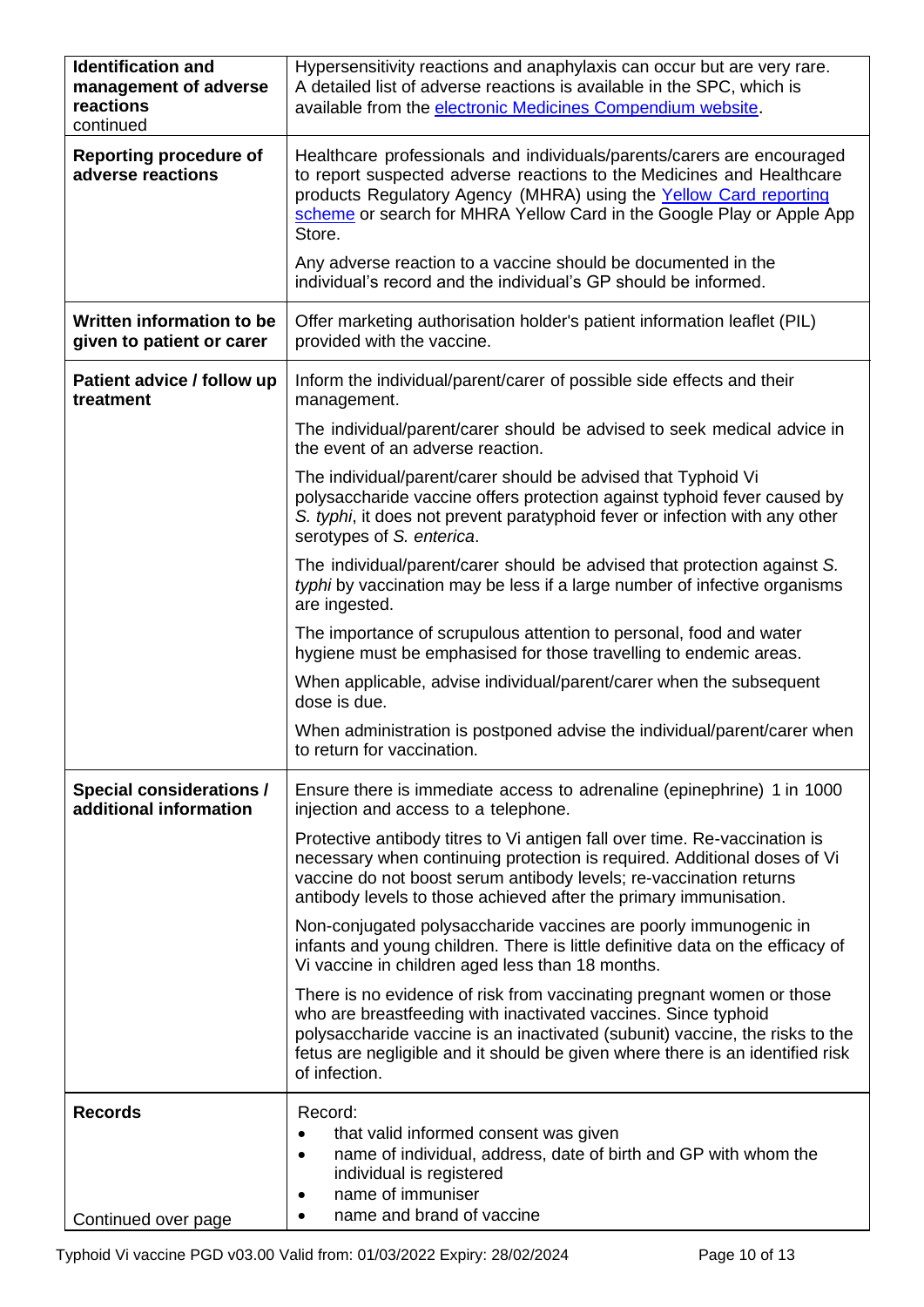| | |
|---|---|
| **Identification and management of adverse reactions** continued | Hypersensitivity reactions and anaphylaxis can occur but are very rare. A detailed list of adverse reactions is available in the SPC, which is available from the electronic Medicines Compendium website. |
| **Reporting procedure of adverse reactions** | Healthcare professionals and individuals/parents/carers are encouraged to report suspected adverse reactions to the Medicines and Healthcare products Regulatory Agency (MHRA) using the Yellow Card reporting scheme or search for MHRA Yellow Card in the Google Play or Apple App Store.<br><br>Any adverse reaction to a vaccine should be documented in the individual's record and the individual's GP should be informed. |
| **Written information to be given to patient or carer** | Offer marketing authorisation holder's patient information leaflet (PIL) provided with the vaccine. |
| **Patient advice / follow up treatment** | Inform the individual/parent/carer of possible side effects and their management.<br><br>The individual/parent/carer should be advised to seek medical advice in the event of an adverse reaction.<br><br>The individual/parent/carer should be advised that Typhoid Vi polysaccharide vaccine offers protection against typhoid fever caused by *S. typhi*, it does not prevent paratyphoid fever or infection with any other serotypes of *S. enterica*.<br><br>The individual/parent/carer should be advised that protection against *S. typhi* by vaccination may be less if a large number of infective organisms are ingested.<br><br>The importance of scrupulous attention to personal, food and water hygiene must be emphasised for those travelling to endemic areas.<br><br>When applicable, advise individual/parent/carer when the subsequent dose is due.<br><br>When administration is postponed advise the individual/parent/carer when to return for vaccination. |
| **Special considerations / additional information** | Ensure there is immediate access to adrenaline (epinephrine) 1 in 1000 injection and access to a telephone.<br><br>Protective antibody titres to Vi antigen fall over time. Re-vaccination is necessary when continuing protection is required. Additional doses of Vi vaccine do not boost serum antibody levels; re-vaccination returns antibody levels to those achieved after the primary immunisation.<br><br>Non-conjugated polysaccharide vaccines are poorly immunogenic in infants and young children. There is little definitive data on the efficacy of Vi vaccine in children aged less than 18 months.<br><br>There is no evidence of risk from vaccinating pregnant women or those who are breastfeeding with inactivated vaccines. Since typhoid polysaccharide vaccine is an inactivated (subunit) vaccine, the risks to the fetus are negligible and it should be given where there is an identified risk of infection. |
| **Records**<br><br>Continued over page | Record:<br>• that valid informed consent was given<br>• name of individual, address, date of birth and GP with whom the individual is registered<br>• name of immuniser<br>• name and brand of vaccine |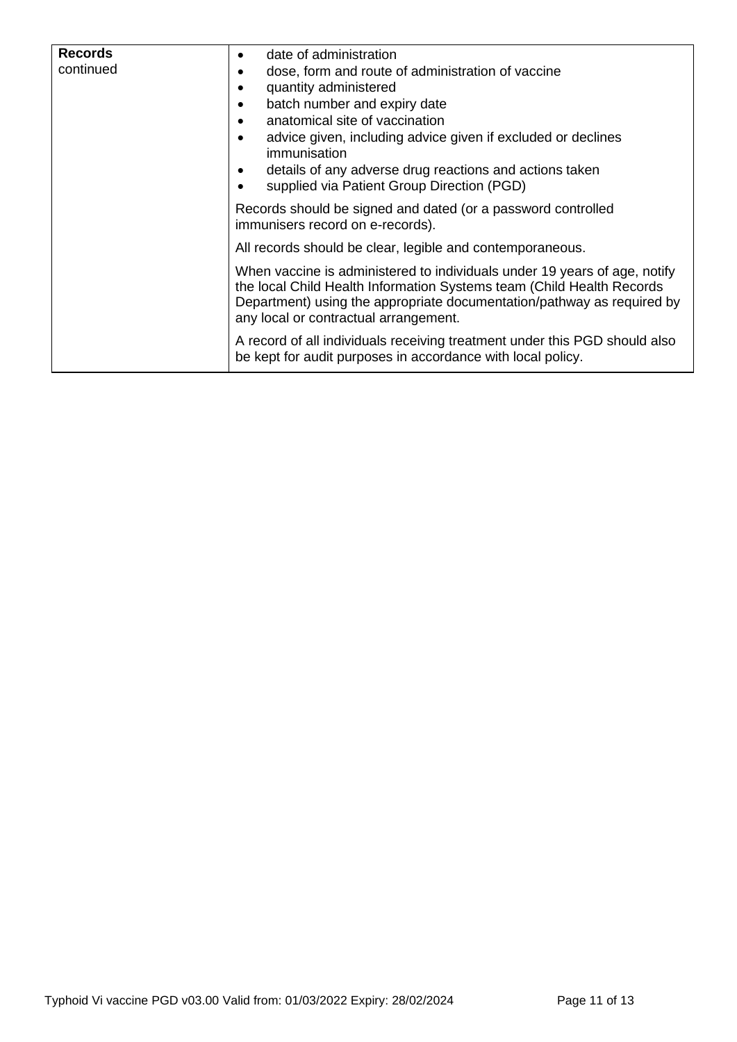| | |
|---|---|
| **Records** continued | • date of administration<br>• dose, form and route of administration of vaccine<br>• quantity administered<br>• batch number and expiry date<br>• anatomical site of vaccination<br>• advice given, including advice given if excluded or declines immunisation<br>• details of any adverse drug reactions and actions taken<br>• supplied via Patient Group Direction (PGD)<br><br>Records should be signed and dated (or a password controlled immunisers record on e-records).<br><br>All records should be clear, legible and contemporaneous.<br><br>When vaccine is administered to individuals under 19 years of age, notify the local Child Health Information Systems team (Child Health Records Department) using the appropriate documentation/pathway as required by any local or contractual arrangement.<br><br>A record of all individuals receiving treatment under this PGD should also be kept for audit purposes in accordance with local policy. |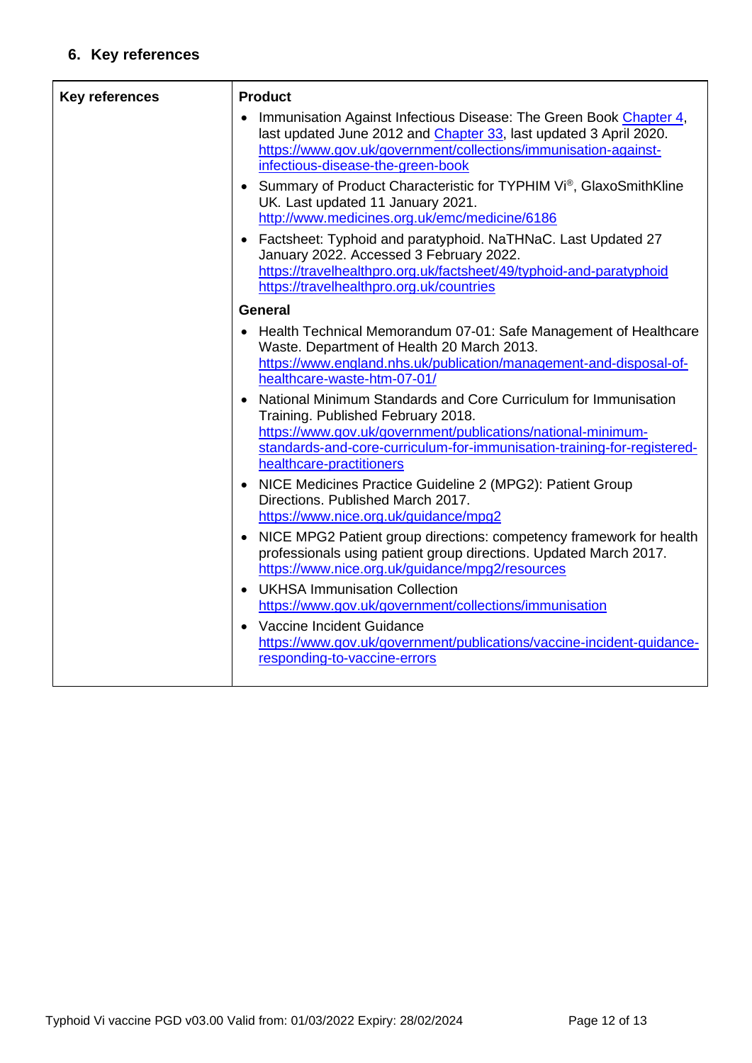## 6. Key references

| Key references | **Product** |
|---|---|
| | • Immunisation Against Infectious Disease: The Green Book Chapter 4, last updated June 2012 and Chapter 33, last updated 3 April 2020. https://www.gov.uk/government/collections/immunisation-against-infectious-disease-the-green-book<br>• Summary of Product Characteristic for TYPHIM Vi®, GlaxoSmithKline UK. Last updated 11 January 2021. http://www.medicines.org.uk/emc/medicine/6186<br>• Factsheet: Typhoid and paratyphoid. NaTHNaC. Last Updated 27 January 2022. Accessed 3 February 2022. https://travelhealthpro.org.uk/factsheet/49/typhoid-and-paratyphoid https://travelhealthpro.org.uk/countries |
| | **General** |
| | • Health Technical Memorandum 07-01: Safe Management of Healthcare Waste. Department of Health 20 March 2013. https://www.england.nhs.uk/publication/management-and-disposal-of-healthcare-waste-htm-07-01/<br>• National Minimum Standards and Core Curriculum for Immunisation Training. Published February 2018. https://www.gov.uk/government/publications/national-minimum-standards-and-core-curriculum-for-immunisation-training-for-registered-healthcare-practitioners<br>• NICE Medicines Practice Guideline 2 (MPG2): Patient Group Directions. Published March 2017. https://www.nice.org.uk/guidance/mpg2<br>• NICE MPG2 Patient group directions: competency framework for health professionals using patient group directions. Updated March 2017. https://www.nice.org.uk/guidance/mpg2/resources<br>• UKHSA Immunisation Collection https://www.gov.uk/government/collections/immunisation<br>• Vaccine Incident Guidance https://www.gov.uk/government/publications/vaccine-incident-guidance-responding-to-vaccine-errors |

Typhoid Vi vaccine PGD v03.00 Valid from: 01/03/2022 Expiry: 28/02/2024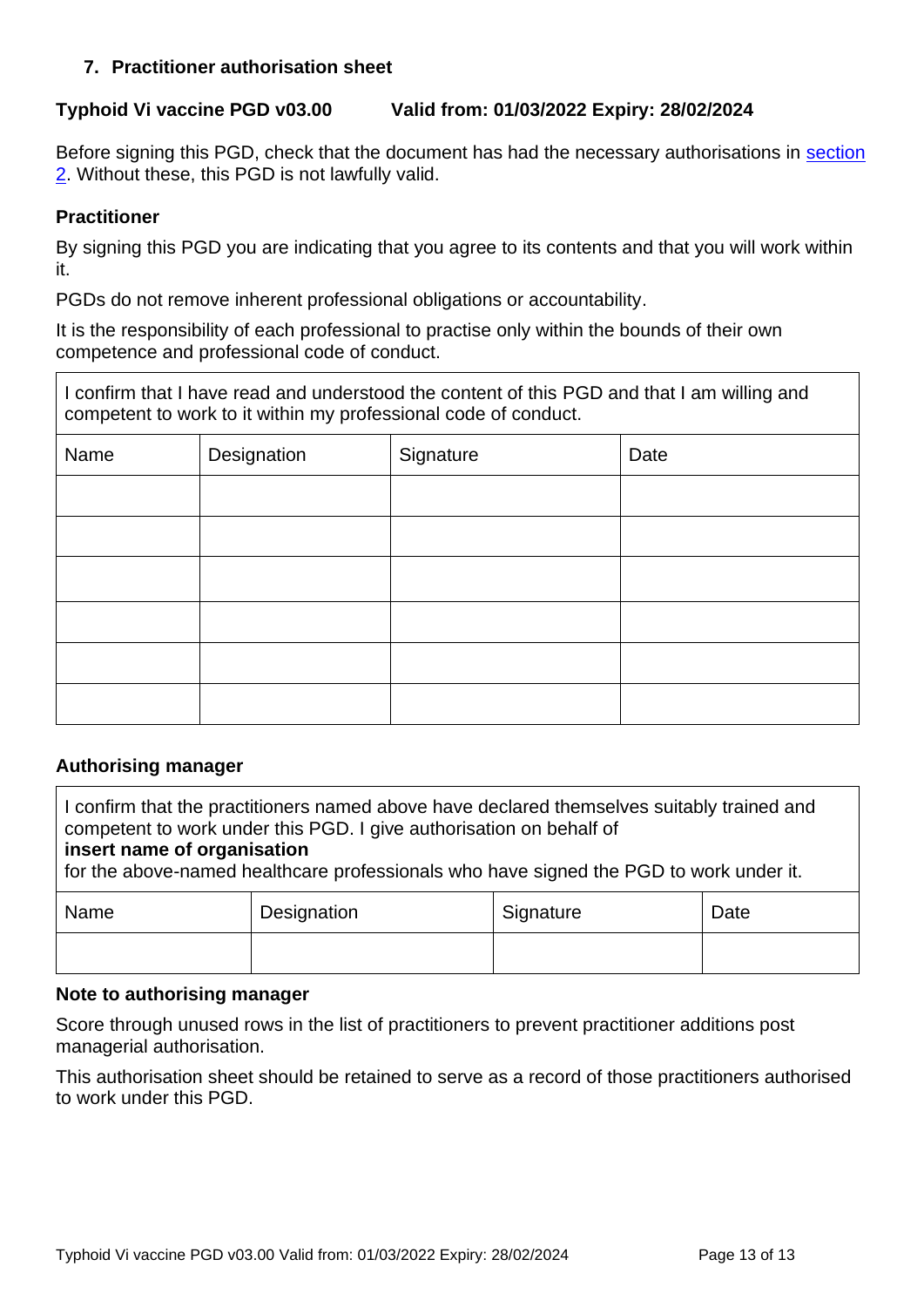## 7. Practitioner authorisation sheet

**Typhoid Vi vaccine PGD v03.00 Valid from: 01/03/2022 Expiry: 28/02/2024**

Before signing this PGD, check that the document has had the necessary authorisations in section 2. Without these, this PGD is not lawfully valid.

### Practitioner

By signing this PGD you are indicating that you agree to its contents and that you will work within it.

PGDs do not remove inherent professional obligations or accountability.

It is the responsibility of each professional to practise only within the bounds of their own competence and professional code of conduct.

I confirm that I have read and understood the content of this PGD and that I am willing and competent to work to it within my professional code of conduct.

| Name | Designation | Signature | Date |
|---|---|---|---|
| | | | |
| | | | |
| | | | |
| | | | |
| | | | |
| | | | |

### Authorising manager

I confirm that the practitioners named above have declared themselves suitably trained and competent to work under this PGD. I give authorisation on behalf of
**insert name of organisation**
for the above-named healthcare professionals who have signed the PGD to work under it.

| Name | Designation | Signature | Date |
|---|---|---|---|
| | | | |

### Note to authorising manager

Score through unused rows in the list of practitioners to prevent practitioner additions post managerial authorisation.

This authorisation sheet should be retained to serve as a record of those practitioners authorised to work under this PGD.